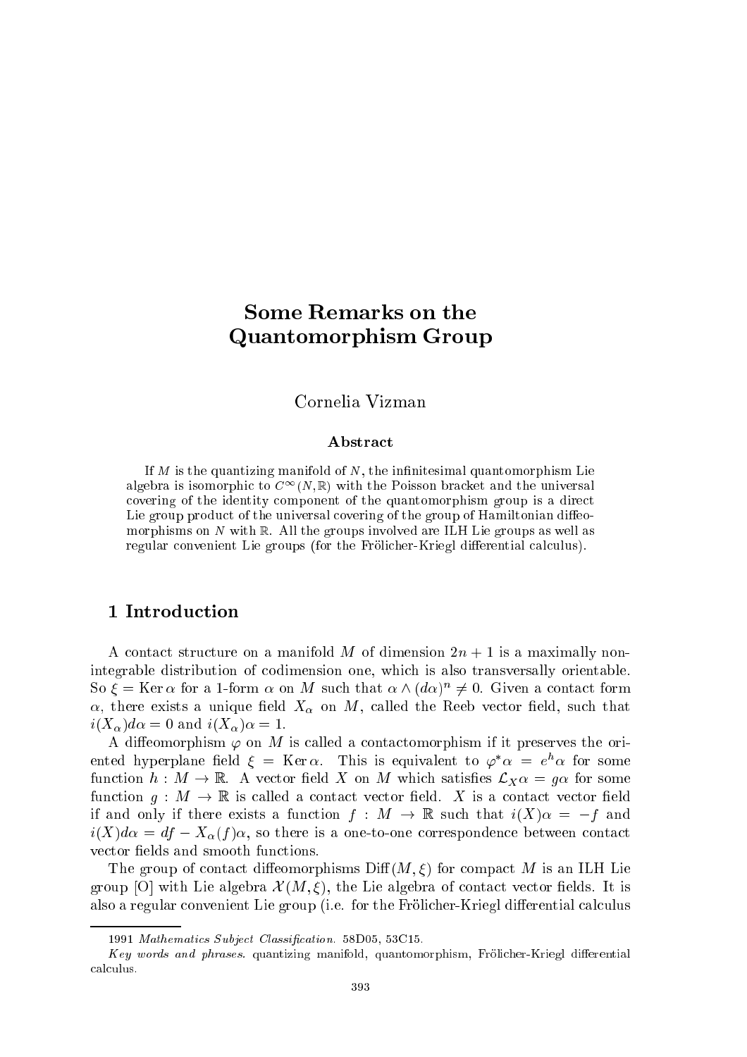# Some Remarks on the Quantomorphism Group

Cornelia Vizman

## Abstract

If $M$ is the quantizing manifold of $N$, the infinitesimal quantomorphism Lie algebra is isomorphic to $C^\infty(N, \mathbb{R})$ with the Poisson bracket and the universal covering of the identity component of the quantomorphism group is a direct Lie group product of the universal covering of the group of Hamiltonian diffeomorphisms on $N$ with $\mathbb{R}$. All the groups involved are ILH Lie groups as well as regular convenient Lie groups (for the Frölicher-Kriegl differential calculus).

## 1 Introduction

A contact structure on a manifold $M$ of dimension $2n+1$ is a maximally non-integrable distribution of codimension one, which is also transversally orientable. So $\xi = \operatorname{Ker}\alpha$ for a 1-form $\alpha$ on $M$ such that $\alpha \wedge (d\alpha)^n \neq 0$. Given a contact form $\alpha$, there exists a unique field $X_\alpha$ on $M$, called the Reeb vector field, such that $i(X_\alpha)d\alpha = 0$ and $i(X_\alpha)\alpha = 1$.

A diffeomorphism $\varphi$ on $M$ is called a contactomorphism if it preserves the oriented hyperplane field $\xi = \operatorname{Ker}\alpha$. This is equivalent to $\varphi^*\alpha = e^h\alpha$ for some function $h : M \to \mathbb{R}$. A vector field $X$ on $M$ which satisfies $\mathcal{L}_X\alpha = g\alpha$ for some function $g : M \to \mathbb{R}$ is called a contact vector field. $X$ is a contact vector field if and only if there exists a function $f : M \to \mathbb{R}$ such that $i(X)\alpha = -f$ and $i(X)d\alpha = df - X_\alpha(f)\alpha$, so there is a one-to-one correspondence between contact vector fields and smooth functions.

The group of contact diffeomorphisms $\operatorname{Diff}(M, \xi)$ for compact $M$ is an ILH Lie group [O] with Lie algebra $\mathcal{X}(M, \xi)$, the Lie algebra of contact vector fields. It is also a regular convenient Lie group (i.e. for the Frölicher-Kriegl differential calculus

---

1991 *Mathematics Subject Classification.* 58D05, 53C15.

*Key words and phrases.* quantizing manifold, quantomorphism, Frölicher-Kriegl differential calculus.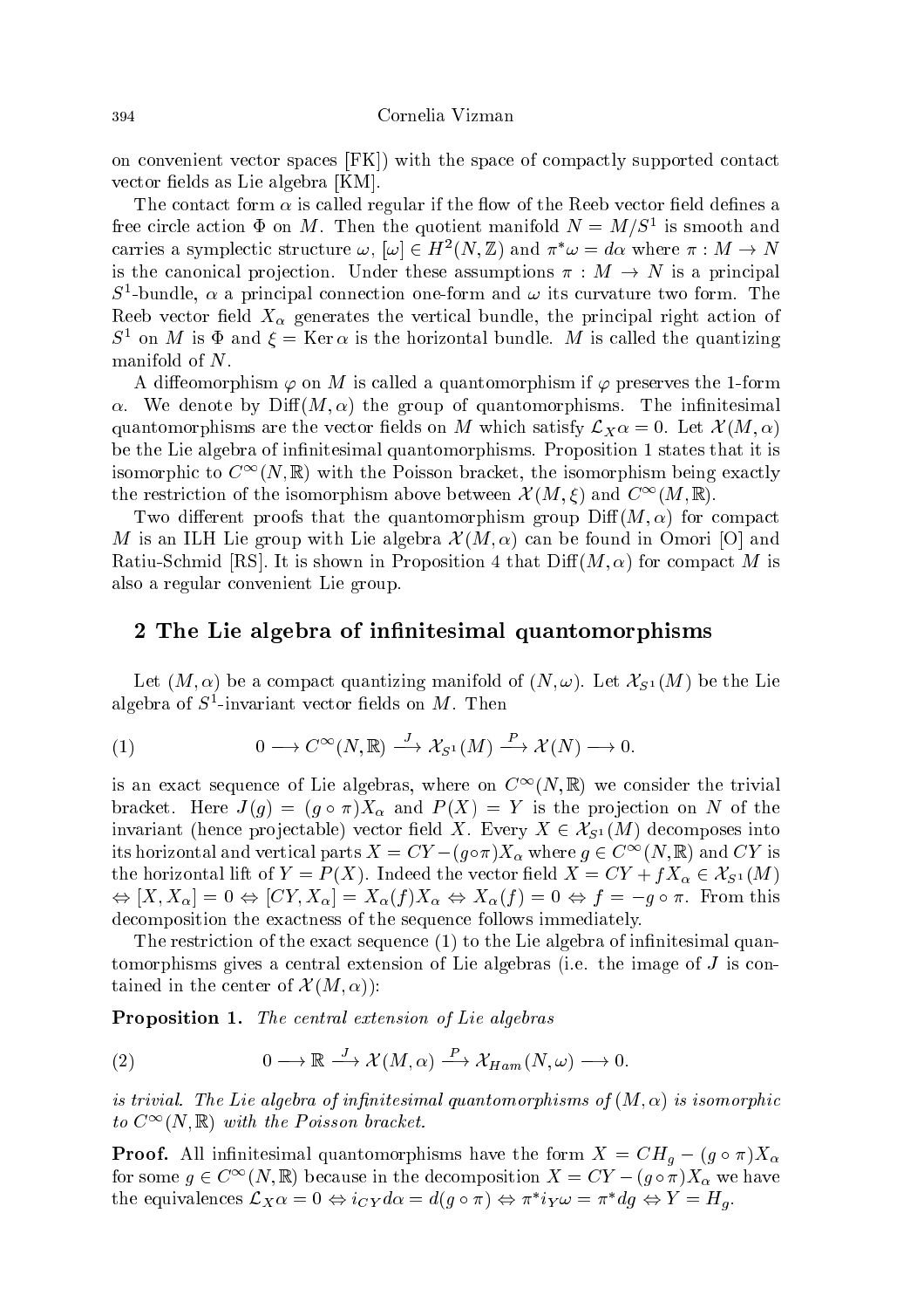on convenient vector spaces [FK]) with the space of compactly supported contact vector fields as Lie algebra [KM].

The contact form $\alpha$ is called regular if the flow of the Reeb vector field defines a free circle action $\Phi$ on $M$. Then the quotient manifold $N = M/S^1$ is smooth and carries a symplectic structure $\omega$, $[\omega] \in H^2(N, \mathbb{Z})$ and $\pi^*\omega = d\alpha$ where $\pi : M \to N$ is the canonical projection. Under these assumptions $\pi : M \to N$ is a principal $S^1$-bundle, $\alpha$ a principal connection one-form and $\omega$ its curvature two form. The Reeb vector field $X_\alpha$ generates the vertical bundle, the principal right action of $S^1$ on $M$ is $\Phi$ and $\xi = \operatorname{Ker} \alpha$ is the horizontal bundle. $M$ is called the quantizing manifold of $N$.

A diffeomorphism $\varphi$ on $M$ is called a quantomorphism if $\varphi$ preserves the 1-form $\alpha$. We denote by $\operatorname{Diff}(M, \alpha)$ the group of quantomorphisms. The infinitesimal quantomorphisms are the vector fields on $M$ which satisfy $\mathcal{L}_X \alpha = 0$. Let $\mathcal{X}(M, \alpha)$ be the Lie algebra of infinitesimal quantomorphisms. Proposition 1 states that it is isomorphic to $C^\infty(N, \mathbb{R})$ with the Poisson bracket, the isomorphism being exactly the restriction of the isomorphism above between $\mathcal{X}(M, \xi)$ and $C^\infty(M, \mathbb{R})$.

Two different proofs that the quantomorphism group $\operatorname{Diff}(M, \alpha)$ for compact $M$ is an ILH Lie group with Lie algebra $\mathcal{X}(M, \alpha)$ can be found in Omori [O] and Ratiu-Schmid [RS]. It is shown in Proposition 4 that $\operatorname{Diff}(M, \alpha)$ for compact $M$ is also a regular convenient Lie group.

## 2 The Lie algebra of infinitesimal quantomorphisms

Let $(M, \alpha)$ be a compact quantizing manifold of $(N, \omega)$. Let $\mathcal{X}_{S^1}(M)$ be the Lie algebra of $S^1$-invariant vector fields on $M$. Then

$$0 \longrightarrow C^\infty(N, \mathbb{R}) \xrightarrow{J} \mathcal{X}_{S^1}(M) \xrightarrow{P} \mathcal{X}(N) \longrightarrow 0. \tag{1}$$

is an exact sequence of Lie algebras, where on $C^\infty(N, \mathbb{R})$ we consider the trivial bracket. Here $J(g) = (g \circ \pi) X_\alpha$ and $P(X) = Y$ is the projection on $N$ of the invariant (hence projectable) vector field $X$. Every $X \in \mathcal{X}_{S^1}(M)$ decomposes into its horizontal and vertical parts $X = CY - (g \circ \pi) X_\alpha$ where $g \in C^\infty(N, \mathbb{R})$ and $CY$ is the horizontal lift of $Y = P(X)$. Indeed the vector field $X = CY + f X_\alpha \in \mathcal{X}_{S^1}(M)$ $\Leftrightarrow [X, X_\alpha] = 0 \Leftrightarrow [CY, X_\alpha] = X_\alpha(f) X_\alpha \Leftrightarrow X_\alpha(f) = 0 \Leftrightarrow f = -g \circ \pi$. From this decomposition the exactness of the sequence follows immediately.

The restriction of the exact sequence (1) to the Lie algebra of infinitesimal quantomorphisms gives a central extension of Lie algebras (i.e. the image of $J$ is contained in the center of $\mathcal{X}(M, \alpha)$):

**Proposition 1.** *The central extension of Lie algebras*

$$0 \longrightarrow \mathbb{R} \xrightarrow{J} \mathcal{X}(M, \alpha) \xrightarrow{P} \mathcal{X}_{Ham}(N, \omega) \longrightarrow 0. \tag{2}$$

*is trivial. The Lie algebra of infinitesimal quantomorphisms of $(M, \alpha)$ is isomorphic to $C^\infty(N, \mathbb{R})$ with the Poisson bracket.*

**Proof.** All infinitesimal quantomorphisms have the form $X = CH_g - (g \circ \pi) X_\alpha$ for some $g \in C^\infty(N, \mathbb{R})$ because in the decomposition $X = CY - (g \circ \pi) X_\alpha$ we have the equivalences $\mathcal{L}_X \alpha = 0 \Leftrightarrow i_{CY} d\alpha = d(g \circ \pi) \Leftrightarrow \pi^* i_Y \omega = \pi^* dg \Leftrightarrow Y = H_g$.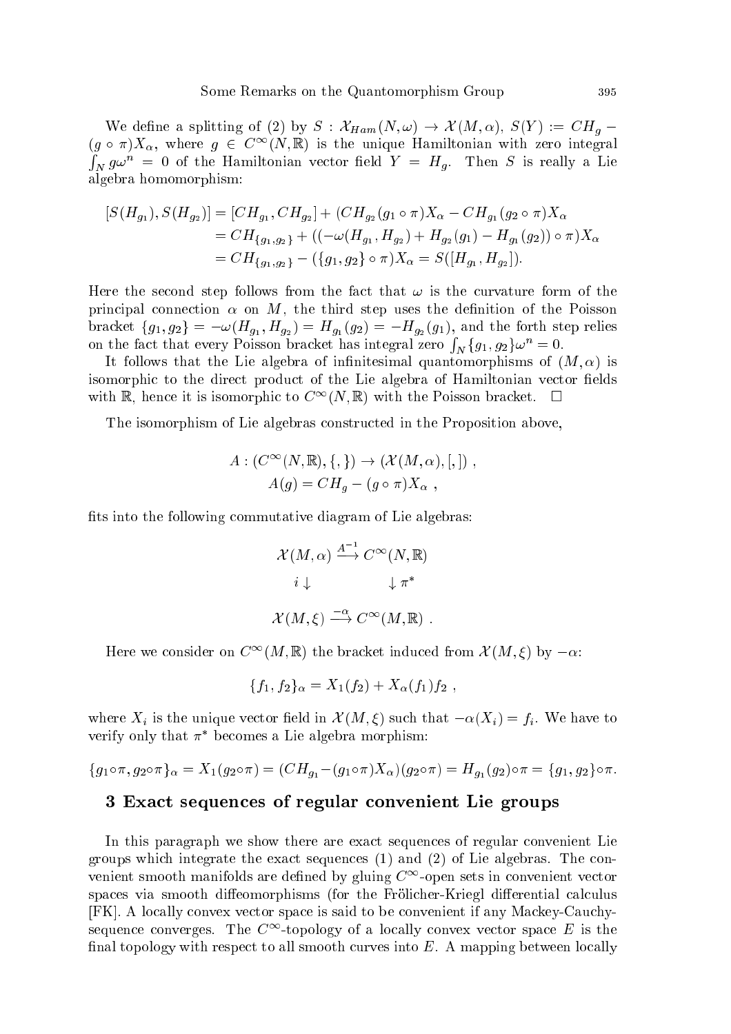We define a splitting of (2) by $S : \mathcal{X}_{Ham}(N,\omega) \to \mathcal{X}(M,\alpha)$, $S(Y) := CH_g - (g \circ \pi)X_\alpha$, where $g \in C^\infty(N,\mathbb{R})$ is the unique Hamiltonian with zero integral $\int_N g\omega^n = 0$ of the Hamiltonian vector field $Y = H_g$. Then $S$ is really a Lie algebra homomorphism:

$$
\begin{aligned}
[S(H_{g_1}), S(H_{g_2})] &= [CH_{g_1}, CH_{g_2}] + (CH_{g_2}(g_1 \circ \pi)X_\alpha - CH_{g_1}(g_2 \circ \pi)X_\alpha \\
&= CH_{\{g_1,g_2\}} + ((-\omega(H_{g_1}, H_{g_2}) + H_{g_2}(g_1) - H_{g_1}(g_2)) \circ \pi)X_\alpha \\
&= CH_{\{g_1,g_2\}} - (\{g_1, g_2\} \circ \pi)X_\alpha = S([H_{g_1}, H_{g_2}]).
\end{aligned}
$$

Here the second step follows from the fact that $\omega$ is the curvature form of the principal connection $\alpha$ on $M$, the third step uses the definition of the Poisson bracket $\{g_1, g_2\} = -\omega(H_{g_1}, H_{g_2}) = H_{g_1}(g_2) = -H_{g_2}(g_1)$, and the forth step relies on the fact that every Poisson bracket has integral zero $\int_N \{g_1, g_2\}\omega^n = 0$.

It follows that the Lie algebra of infinitesimal quantomorphisms of $(M,\alpha)$ is isomorphic to the direct product of the Lie algebra of Hamiltonian vector fields with $\mathbb{R}$, hence it is isomorphic to $C^\infty(N,\mathbb{R})$ with the Poisson bracket. $\square$

The isomorphism of Lie algebras constructed in the Proposition above,

$$
\begin{gathered}
A : (C^\infty(N,\mathbb{R}), \{,\}) \to (\mathcal{X}(M,\alpha), [,]) \ , \\
A(g) = CH_g - (g \circ \pi)X_\alpha \ ,
\end{gathered}
$$

fits into the following commutative diagram of Lie algebras:

$$
\begin{array}{ccc}
\mathcal{X}(M,\alpha) & \xrightarrow{A^{-1}} & C^\infty(N,\mathbb{R}) \\
i \downarrow & & \downarrow \pi^* \\
\mathcal{X}(M,\xi) & \xrightarrow{-\alpha} & C^\infty(M,\mathbb{R}) \ .
\end{array}
$$

Here we consider on $C^\infty(M,\mathbb{R})$ the bracket induced from $\mathcal{X}(M,\xi)$ by $-\alpha$:

$$
\{f_1, f_2\}_\alpha = X_1(f_2) + X_\alpha(f_1)f_2 \ ,
$$

where $X_i$ is the unique vector field in $\mathcal{X}(M,\xi)$ such that $-\alpha(X_i) = f_i$. We have to verify only that $\pi^*$ becomes a Lie algebra morphism:

$$
\{g_1 \circ \pi, g_2 \circ \pi\}_\alpha = X_1(g_2 \circ \pi) = (CH_{g_1} - (g_1 \circ \pi)X_\alpha)(g_2 \circ \pi) = H_{g_1}(g_2) \circ \pi = \{g_1, g_2\} \circ \pi.
$$

## 3 Exact sequences of regular convenient Lie groups

In this paragraph we show there are exact sequences of regular convenient Lie groups which integrate the exact sequences (1) and (2) of Lie algebras. The convenient smooth manifolds are defined by gluing $C^\infty$-open sets in convenient vector spaces via smooth diffeomorphisms (for the Frölicher-Kriegl differential calculus [FK]. A locally convex vector space is said to be convenient if any Mackey-Cauchy-sequence converges. The $C^\infty$-topology of a locally convex vector space $E$ is the final topology with respect to all smooth curves into $E$. A mapping between locally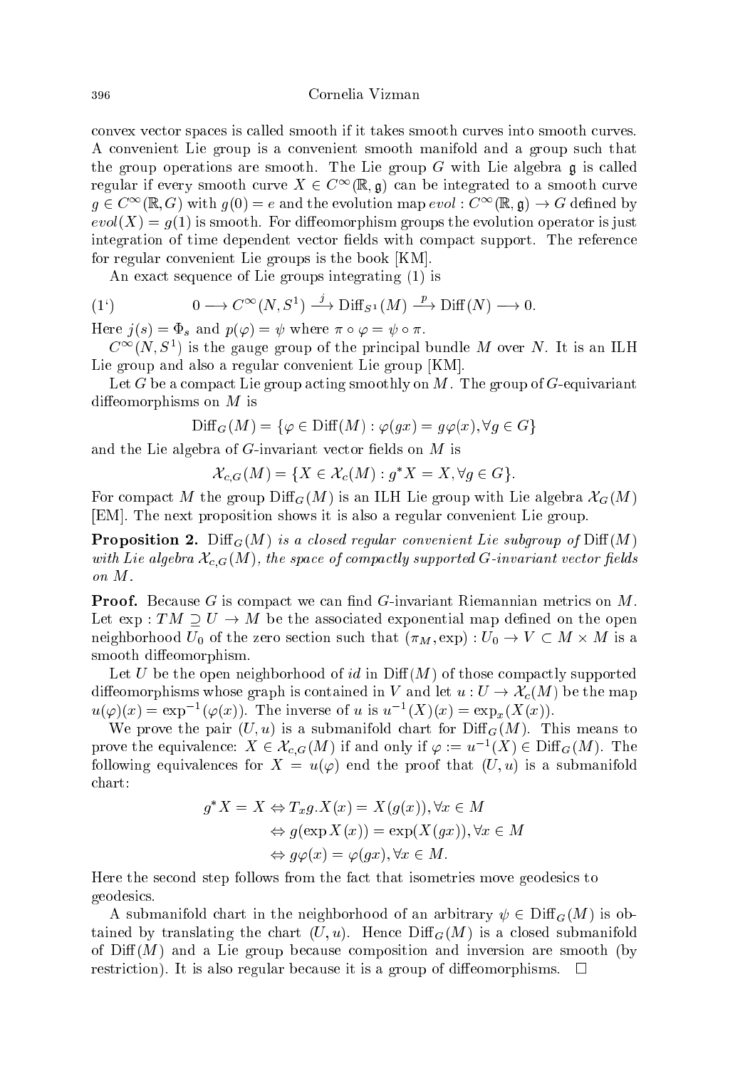convex vector spaces is called smooth if it takes smooth curves into smooth curves. A convenient Lie group is a convenient smooth manifold and a group such that the group operations are smooth. The Lie group $G$ with Lie algebra $\mathfrak{g}$ is called regular if every smooth curve $X \in C^\infty(\mathbb{R}, \mathfrak{g})$ can be integrated to a smooth curve $g \in C^\infty(\mathbb{R}, G)$ with $g(0) = e$ and the evolution map $evol : C^\infty(\mathbb{R}, \mathfrak{g}) \to G$ defined by $evol(X) = g(1)$ is smooth. For diffeomorphism groups the evolution operator is just integration of time dependent vector fields with compact support. The reference for regular convenient Lie groups is the book [KM].

An exact sequence of Lie groups integrating (1) is

$$(1') \qquad 0 \longrightarrow C^\infty(N, S^1) \xrightarrow{j} \mathrm{Diff}_{S^1}(M) \xrightarrow{p} \mathrm{Diff}(N) \longrightarrow 0.$$

Here $j(s) = \Phi_s$ and $p(\varphi) = \psi$ where $\pi \circ \varphi = \psi \circ \pi$.

$C^\infty(N, S^1)$ is the gauge group of the principal bundle $M$ over $N$. It is an ILH Lie group and also a regular convenient Lie group [KM].

Let $G$ be a compact Lie group acting smoothly on $M$. The group of $G$-equivariant diffeomorphisms on $M$ is

$$\mathrm{Diff}_G(M) = \{\varphi \in \mathrm{Diff}(M) : \varphi(gx) = g\varphi(x), \forall g \in G\}$$

and the Lie algebra of $G$-invariant vector fields on $M$ is

$$\mathcal{X}_{c,G}(M) = \{X \in \mathcal{X}_c(M) : g^*X = X, \forall g \in G\}.$$

For compact $M$ the group $\mathrm{Diff}_G(M)$ is an ILH Lie group with Lie algebra $\mathcal{X}_G(M)$ [EM]. The next proposition shows it is also a regular convenient Lie group.

**Proposition 2.** *$\mathrm{Diff}_G(M)$ is a closed regular convenient Lie subgroup of $\mathrm{Diff}(M)$ with Lie algebra $\mathcal{X}_{c,G}(M)$, the space of compactly supported $G$-invariant vector fields on $M$.*

**Proof.** Because $G$ is compact we can find $G$-invariant Riemannian metrics on $M$. Let $\exp : TM \supseteq U \to M$ be the associated exponential map defined on the open neighborhood $U_0$ of the zero section such that $(\pi_M, \exp) : U_0 \to V \subset M \times M$ is a smooth diffeomorphism.

Let $U$ be the open neighborhood of $id$ in $\mathrm{Diff}(M)$ of those compactly supported diffeomorphisms whose graph is contained in $V$ and let $u : U \to \mathcal{X}_c(M)$ be the map $u(\varphi)(x) = \exp^{-1}(\varphi(x))$. The inverse of $u$ is $u^{-1}(X)(x) = \exp_x(X(x))$.

We prove the pair $(U, u)$ is a submanifold chart for $\mathrm{Diff}_G(M)$. This means to prove the equivalence: $X \in \mathcal{X}_{c,G}(M)$ if and only if $\varphi := u^{-1}(X) \in \mathrm{Diff}_G(M)$. The following equivalences for $X = u(\varphi)$ end the proof that $(U, u)$ is a submanifold chart:

$$\begin{aligned}
g^*X = X &\Leftrightarrow T_x g . X(x) = X(g(x)), \forall x \in M \\
&\Leftrightarrow g(\exp X(x)) = \exp(X(gx)), \forall x \in M \\
&\Leftrightarrow g\varphi(x) = \varphi(gx), \forall x \in M.
\end{aligned}$$

Here the second step follows from the fact that isometries move geodesics to geodesics.

A submanifold chart in the neighborhood of an arbitrary $\psi \in \mathrm{Diff}_G(M)$ is obtained by translating the chart $(U, u)$. Hence $\mathrm{Diff}_G(M)$ is a closed submanifold of $\mathrm{Diff}(M)$ and a Lie group because composition and inversion are smooth (by restriction). It is also regular because it is a group of diffeomorphisms. $\square$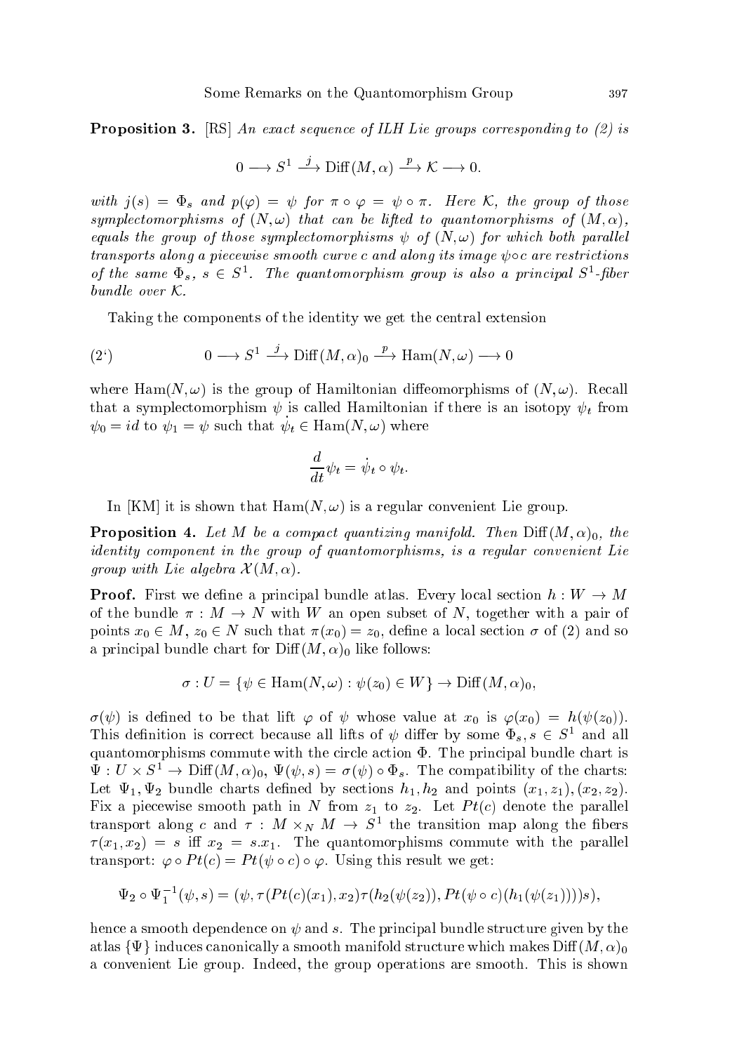**Proposition 3.** [RS] *An exact sequence of ILH Lie groups corresponding to (2) is*

$$0 \longrightarrow S^1 \xrightarrow{j} \mathrm{Diff}\,(M,\alpha) \xrightarrow{p} \mathcal{K} \longrightarrow 0.$$

*with $j(s) = \Phi_s$ and $p(\varphi) = \psi$ for $\pi \circ \varphi = \psi \circ \pi$. Here $\mathcal{K}$, the group of those symplectomorphisms of $(N,\omega)$ that can be lifted to quantomorphisms of $(M,\alpha)$, equals the group of those symplectomorphisms $\psi$ of $(N,\omega)$ for which both parallel transports along a piecewise smooth curve $c$ and along its image $\psi \circ c$ are restrictions of the same $\Phi_s$, $s \in S^1$. The quantomorphism group is also a principal $S^1$-fiber bundle over $\mathcal{K}$.*

Taking the components of the identity we get the central extension

$$(2') \qquad 0 \longrightarrow S^1 \xrightarrow{j} \mathrm{Diff}\,(M,\alpha)_0 \xrightarrow{p} \mathrm{Ham}(N,\omega) \longrightarrow 0$$

where $\mathrm{Ham}(N,\omega)$ is the group of Hamiltonian diffeomorphisms of $(N,\omega)$. Recall that a symplectomorphism $\psi$ is called Hamiltonian if there is an isotopy $\psi_t$ from $\psi_0 = id$ to $\psi_1 = \psi$ such that $\dot{\psi_t} \in \mathrm{Ham}(N,\omega)$ where

$$\frac{d}{dt}\psi_t = \dot{\psi_t} \circ \psi_t.$$

In [KM] it is shown that $\mathrm{Ham}(N,\omega)$ is a regular convenient Lie group.

**Proposition 4.** *Let $M$ be a compact quantizing manifold. Then $\mathrm{Diff}\,(M,\alpha)_0$, the identity component in the group of quantomorphisms, is a regular convenient Lie group with Lie algebra $\mathcal{X}(M,\alpha)$.*

**Proof.** First we define a principal bundle atlas. Every local section $h : W \to M$ of the bundle $\pi : M \to N$ with $W$ an open subset of $N$, together with a pair of points $x_0 \in M$, $z_0 \in N$ such that $\pi(x_0) = z_0$, define a local section $\sigma$ of (2) and so a principal bundle chart for $\mathrm{Diff}\,(M,\alpha)_0$ like follows:

$$\sigma : U = \{\psi \in \mathrm{Ham}(N,\omega) : \psi(z_0) \in W\} \to \mathrm{Diff}\,(M,\alpha)_0,$$

$\sigma(\psi)$ is defined to be that lift $\varphi$ of $\psi$ whose value at $x_0$ is $\varphi(x_0) = h(\psi(z_0))$. This definition is correct because all lifts of $\psi$ differ by some $\Phi_s, s \in S^1$ and all quantomorphisms commute with the circle action $\Phi$. The principal bundle chart is $\Psi : U \times S^1 \to \mathrm{Diff}\,(M,\alpha)_0$, $\Psi(\psi, s) = \sigma(\psi) \circ \Phi_s$. The compatibility of the charts: Let $\Psi_1, \Psi_2$ bundle charts defined by sections $h_1, h_2$ and points $(x_1, z_1), (x_2, z_2)$. Fix a piecewise smooth path in $N$ from $z_1$ to $z_2$. Let $Pt(c)$ denote the parallel transport along $c$ and $\tau : M \times_N M \to S^1$ the transition map along the fibers $\tau(x_1, x_2) = s$ iff $x_2 = s.x_1$. The quantomorphisms commute with the parallel transport: $\varphi \circ Pt(c) = Pt(\psi \circ c) \circ \varphi$. Using this result we get:

$$\Psi_2 \circ \Psi_1^{-1}(\psi, s) = (\psi, \tau(Pt(c)(x_1), x_2)\tau(h_2(\psi(z_2)), Pt(\psi \circ c)(h_1(\psi(z_1))))s),$$

hence a smooth dependence on $\psi$ and $s$. The principal bundle structure given by the atlas $\{\Psi\}$ induces canonically a smooth manifold structure which makes $\mathrm{Diff}\,(M,\alpha)_0$ a convenient Lie group. Indeed, the group operations are smooth. This is shown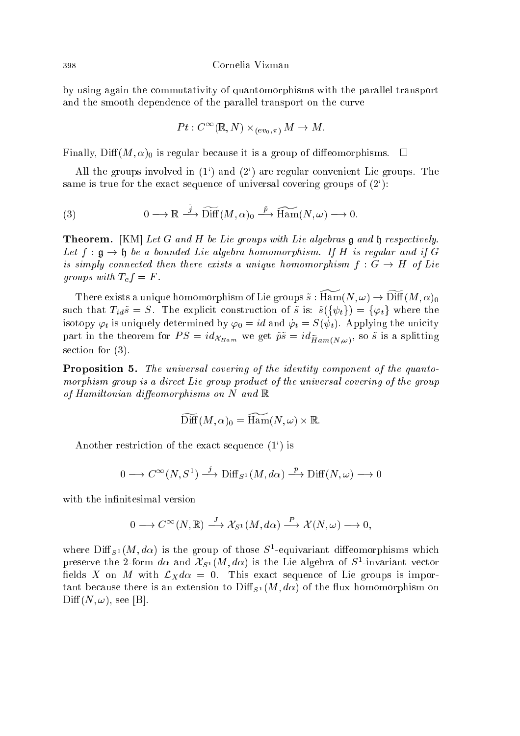by using again the commutativity of quantomorphisms with the parallel transport and the smooth dependence of the parallel transport on the curve

$$Pt : C^\infty(\mathbb{R}, N) \times_{(ev_0,\pi)} M \to M.$$

Finally, $\mathrm{Diff}(M,\alpha)_0$ is regular because it is a group of diffeomorphisms. $\square$

All the groups involved in (1') and (2') are regular convenient Lie groups. The same is true for the exact sequence of universal covering groups of (2'):

$$0 \longrightarrow \mathbb{R} \xrightarrow{\tilde{j}} \widetilde{\mathrm{Diff}}(M,\alpha)_0 \xrightarrow{\tilde{p}} \widetilde{\mathrm{Ham}}(N,\omega) \longrightarrow 0. \tag{3}$$

**Theorem.** [KM] *Let $G$ and $H$ be Lie groups with Lie algebras $\mathfrak{g}$ and $\mathfrak{h}$ respectively. Let $f : \mathfrak{g} \to \mathfrak{h}$ be a bounded Lie algebra homomorphism. If $H$ is regular and if $G$ is simply connected then there exists a unique homomorphism $f : G \to H$ of Lie groups with $T_e f = F$.*

There exists a unique homomorphism of Lie groups $\tilde{s} : \widetilde{\mathrm{Ham}}(N,\omega) \to \widetilde{\mathrm{Diff}}(M,\alpha)_0$ such that $T_{id}\tilde{s} = S$. The explicit construction of $\tilde{s}$ is: $\tilde{s}(\{\psi_t\}) = \{\varphi_t\}$ where the isotopy $\varphi_t$ is uniquely determined by $\varphi_0 = id$ and $\dot{\varphi}_t = S(\dot{\psi}_t)$. Applying the unicity part in the theorem for $PS = id_{\mathcal{X}_{Ham}}$ we get $\tilde{p}\tilde{s} = id_{\widetilde{Ham}(N,\omega)}$, so $\tilde{s}$ is a splitting section for (3).

**Proposition 5.** *The universal covering of the identity component of the quantomorphism group is a direct Lie group product of the universal covering of the group of Hamiltonian diffeomorphisms on $N$ and $\mathbb{R}$*

$$\widetilde{\mathrm{Diff}}(M,\alpha)_0 = \widetilde{\mathrm{Ham}}(N,\omega) \times \mathbb{R}.$$

Another restriction of the exact sequence (1') is

$$0 \longrightarrow C^\infty(N, S^1) \xrightarrow{j} \mathrm{Diff}_{S^1}(M, d\alpha) \xrightarrow{p} \mathrm{Diff}(N,\omega) \longrightarrow 0$$

with the infinitesimal version

$$0 \longrightarrow C^\infty(N, \mathbb{R}) \xrightarrow{J} \mathcal{X}_{S^1}(M, d\alpha) \xrightarrow{P} \mathcal{X}(N,\omega) \longrightarrow 0,$$

where $\mathrm{Diff}_{S^1}(M, d\alpha)$ is the group of those $S^1$-equivariant diffeomorphisms which preserve the 2-form $d\alpha$ and $\mathcal{X}_{S^1}(M, d\alpha)$ is the Lie algebra of $S^1$-invariant vector fields $X$ on $M$ with $\mathcal{L}_X d\alpha = 0$. This exact sequence of Lie groups is important because there is an extension to $\mathrm{Diff}_{S^1}(M, d\alpha)$ of the flux homomorphism on $\mathrm{Diff}(N,\omega)$, see [B].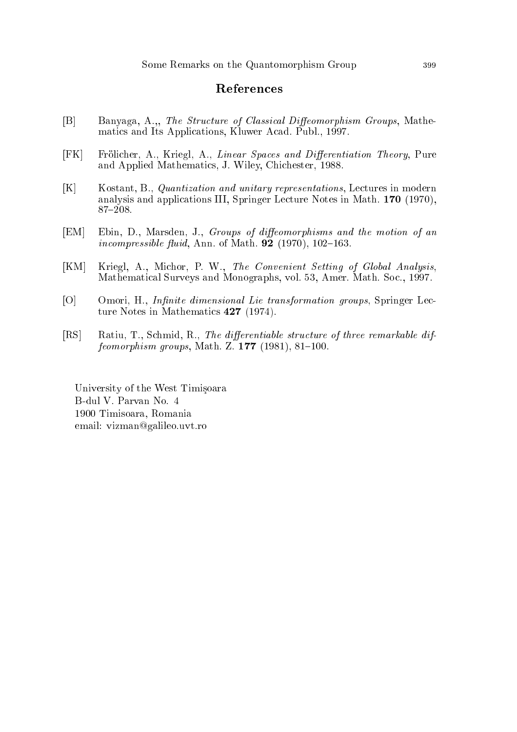## References

[B] Banyaga, A.,, *The Structure of Classical Diffeomorphism Groups*, Mathematics and Its Applications, Kluwer Acad. Publ., 1997.

[FK] Frölicher, A., Kriegl, A., *Linear Spaces and Differentiation Theory*, Pure and Applied Mathematics, J. Wiley, Chichester, 1988.

[K] Kostant, B., *Quantization and unitary representations*, Lectures in modern analysis and applications III, Springer Lecture Notes in Math. **170** (1970), 87–208.

[EM] Ebin, D., Marsden, J., *Groups of diffeomorphisms and the motion of an incompressible fluid*, Ann. of Math. **92** (1970), 102–163.

[KM] Kriegl, A., Michor, P. W., *The Convenient Setting of Global Analysis*, Mathematical Surveys and Monographs, vol. 53, Amer. Math. Soc., 1997.

[O] Omori, H., *Infinite dimensional Lie transformation groups*, Springer Lecture Notes in Mathematics **427** (1974).

[RS] Ratiu, T., Schmid, R., *The differentiable structure of three remarkable diffeomorphism groups*, Math. Z. **177** (1981), 81–100.

University of the West Timişoara
B-dul V. Parvan No. 4
1900 Timisoara, Romania
email: vizman@galileo.uvt.ro